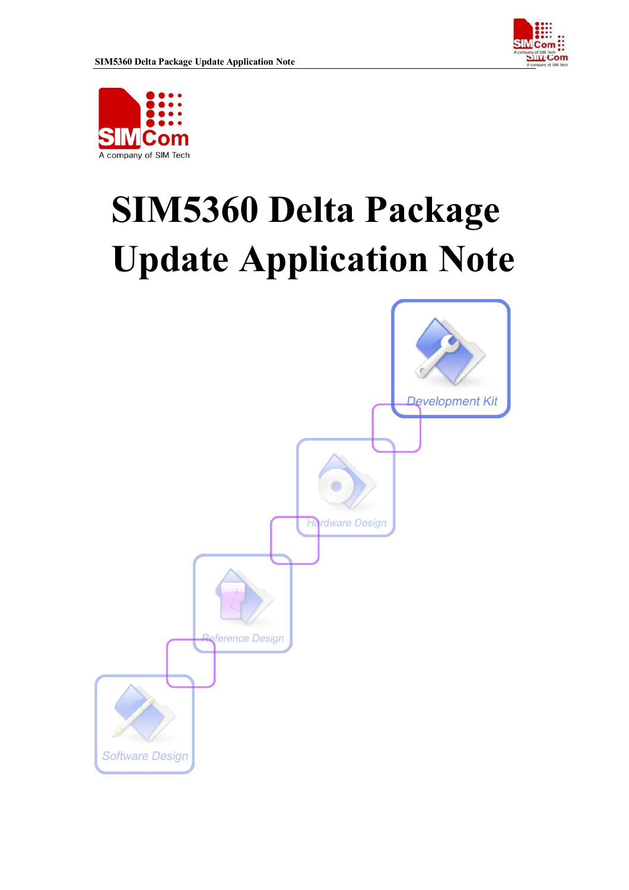# SIM5360 Delta Package Update Application Note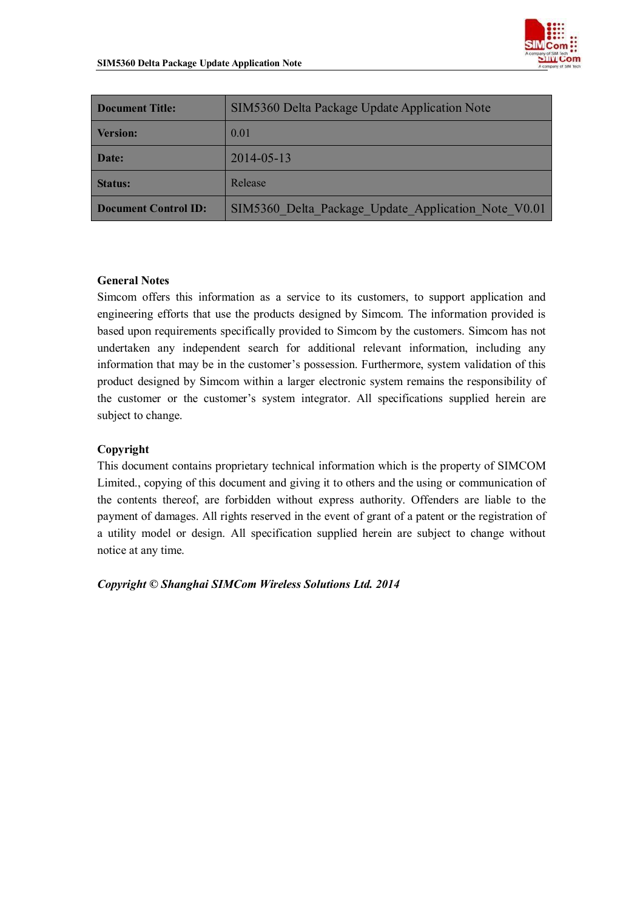| Document Title: | SIM5360 Delta Package Update Application Note |
|---|---|
| Version: | 0.01 |
| Date: | 2014-05-13 |
| Status: | Release |
| Document Control ID: | SIM5360_Delta_Package_Update_Application_Note_V0.01 |

## General Notes

Simcom offers this information as a service to its customers, to support application and engineering efforts that use the products designed by Simcom. The information provided is based upon requirements specifically provided to Simcom by the customers. Simcom has not undertaken any independent search for additional relevant information, including any information that may be in the customer's possession. Furthermore, system validation of this product designed by Simcom within a larger electronic system remains the responsibility of the customer or the customer's system integrator. All specifications supplied herein are subject to change.

## Copyright

This document contains proprietary technical information which is the property of SIMCOM Limited., copying of this document and giving it to others and the using or communication of the contents thereof, are forbidden without express authority. Offenders are liable to the payment of damages. All rights reserved in the event of grant of a patent or the registration of a utility model or design. All specification supplied herein are subject to change without notice at any time.

***Copyright © Shanghai SIMCom Wireless Solutions Ltd. 2014***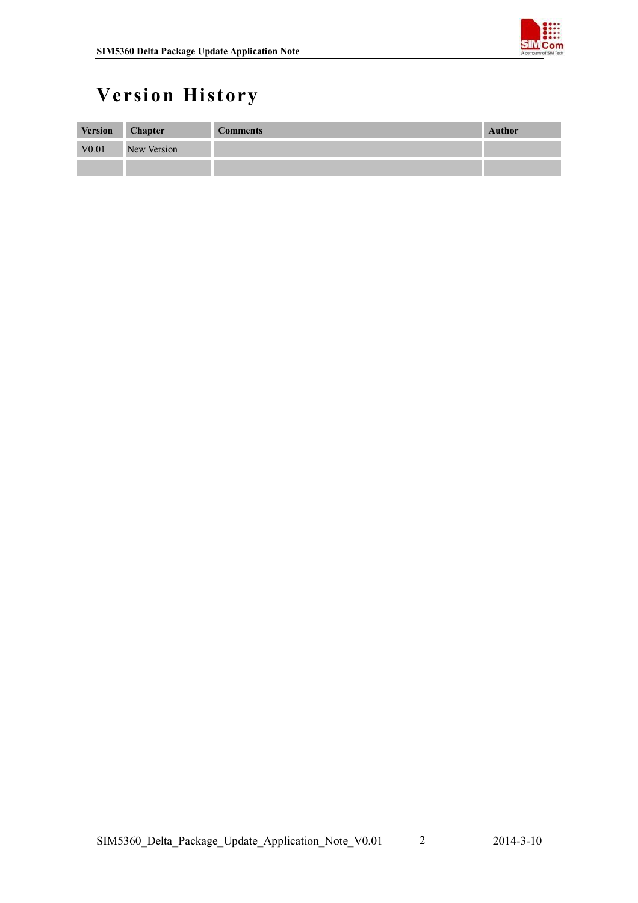# Version History

| Version | Chapter | Comments | Author |
| --- | --- | --- | --- |
| V0.01 | New Version | | |
| | | | |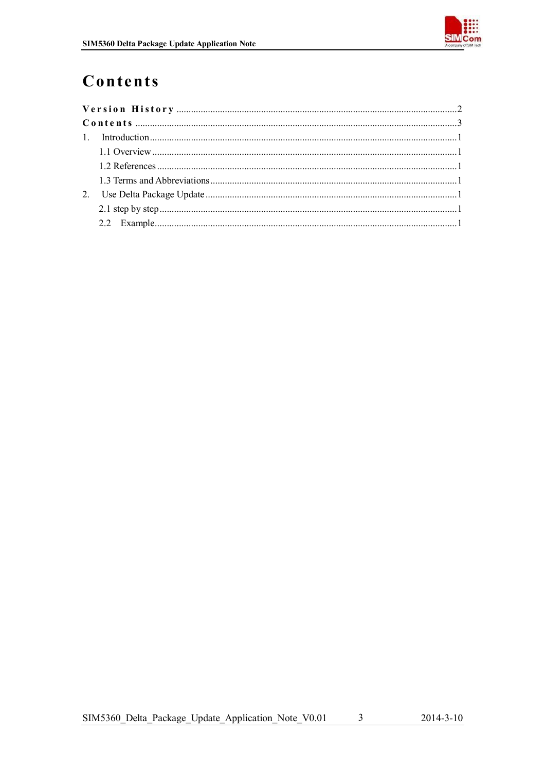# Contents

Version History ........................................................................................................................2
Contents ..................................................................................................................................3
1. Introduction............................................................................................................................1
 1.1 Overview ...........................................................................................................................1
 1.2 References .........................................................................................................................1
 1.3 Terms and Abbreviations...................................................................................................1
2. Use Delta Package Update ......................................................................................................1
 2.1 step by step........................................................................................................................1
 2.2 Example............................................................................................................................1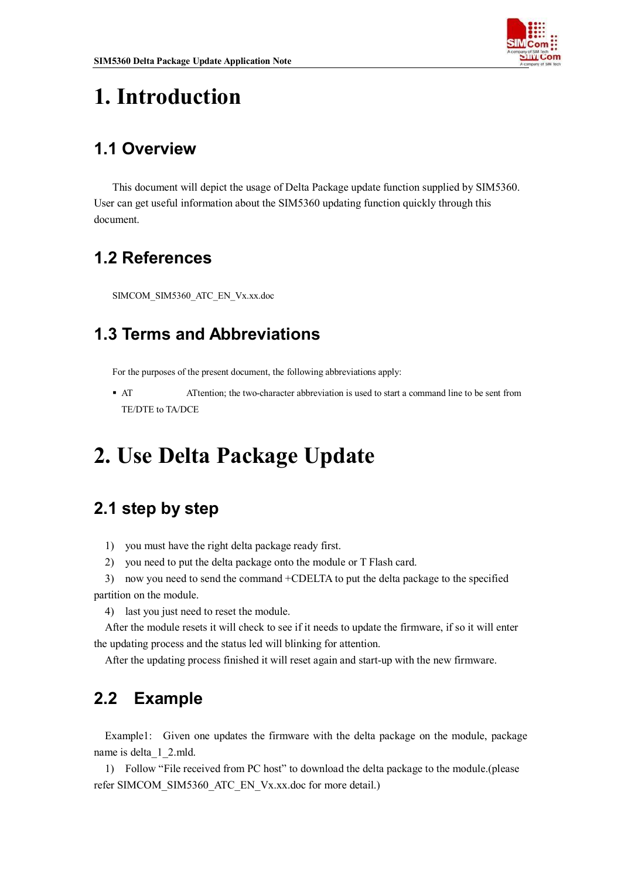# 1. Introduction

## 1.1 Overview

This document will depict the usage of Delta Package update function supplied by SIM5360. User can get useful information about the SIM5360 updating function quickly through this document.

## 1.2 References

SIMCOM_SIM5360_ATC_EN_Vx.xx.doc

## 1.3 Terms and Abbreviations

For the purposes of the present document, the following abbreviations apply:

- AT ATtention; the two-character abbreviation is used to start a command line to be sent from TE/DTE to TA/DCE

# 2. Use Delta Package Update

## 2.1 step by step

1) you must have the right delta package ready first.
2) you need to put the delta package onto the module or T Flash card.
3) now you need to send the command +CDELTA to put the delta package to the specified partition on the module.
4) last you just need to reset the module.

After the module resets it will check to see if it needs to update the firmware, if so it will enter the updating process and the status led will blinking for attention.

After the updating process finished it will reset again and start-up with the new firmware.

## 2.2 Example

Example1: Given one updates the firmware with the delta package on the module, package name is delta_1_2.mld.

1) Follow "File received from PC host" to download the delta package to the module.(please refer SIMCOM_SIM5360_ATC_EN_Vx.xx.doc for more detail.)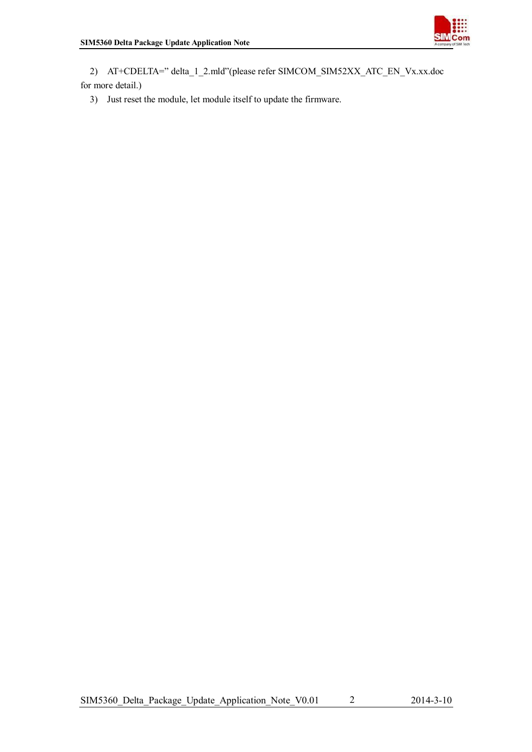2) AT+CDELTA=" delta_1_2.mld"(please refer SIMCOM_SIM52XX_ATC_EN_Vx.xx.doc for more detail.)

3) Just reset the module, let module itself to update the firmware.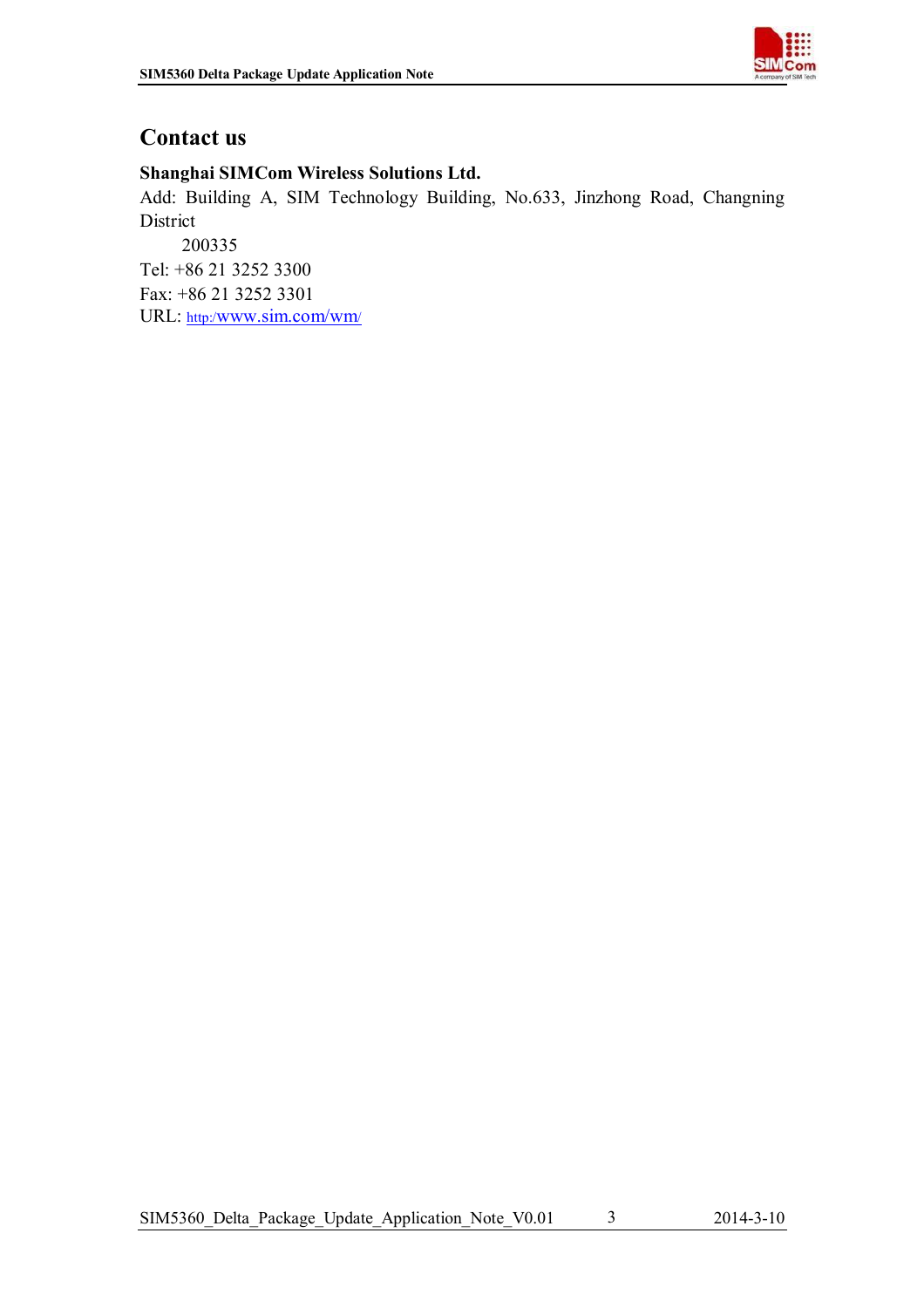# Contact us

**Shanghai SIMCom Wireless Solutions Ltd.**

Add: Building A, SIM Technology Building, No.633, Jinzhong Road, Changning District

200335

Tel: +86 21 3252 3300

Fax: +86 21 3252 3301

URL: http:/www.sim.com/wm/